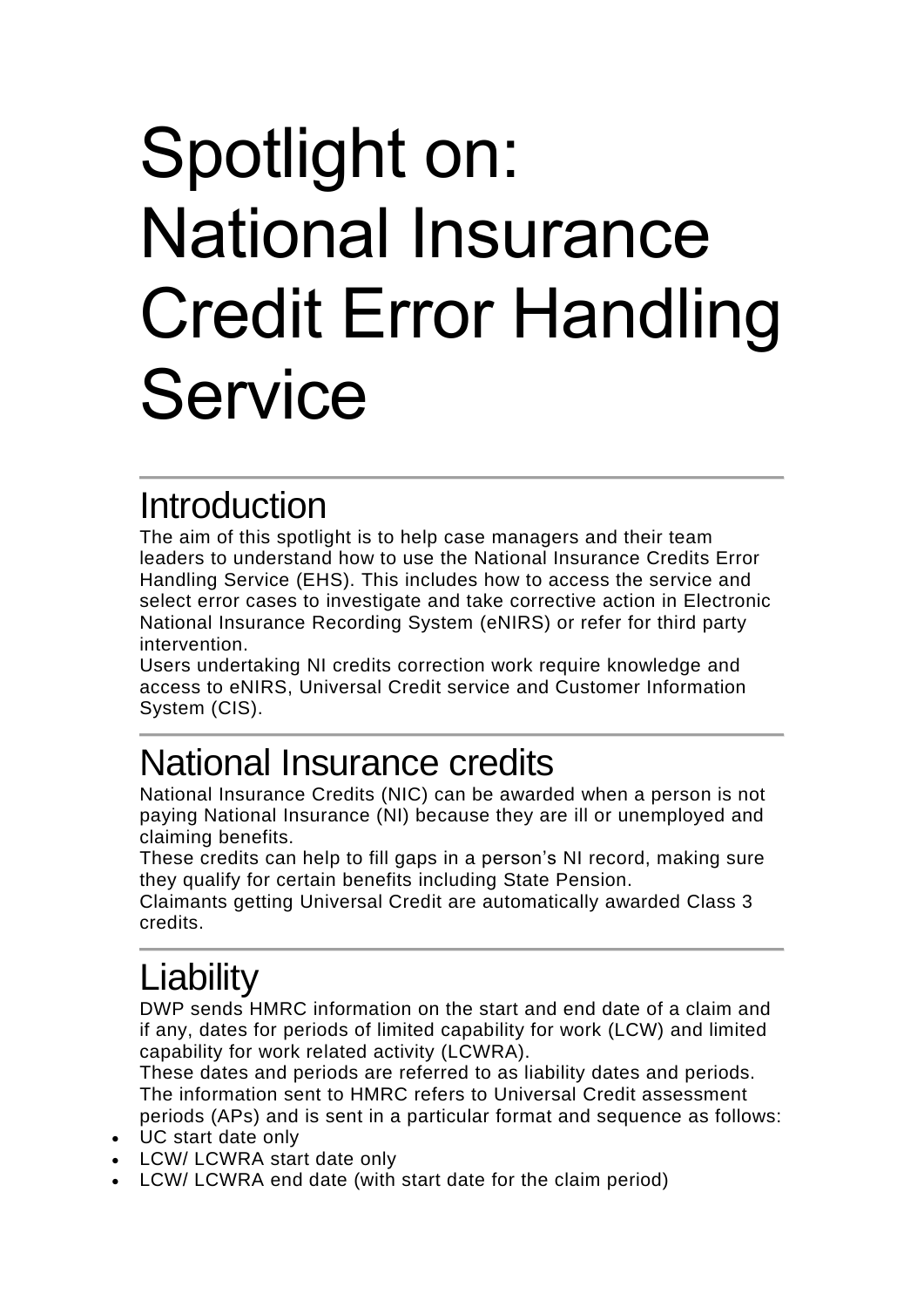# Spotlight on: National Insurance Credit Error Handling Service

## Introduction

The aim of this spotlight is to help case managers and their team leaders to understand how to use the National Insurance Credits Error Handling Service (EHS). This includes how to access the service and select error cases to investigate and take corrective action in Electronic National Insurance Recording System (eNIRS) or refer for third party intervention.

Users undertaking NI credits correction work require knowledge and access to eNIRS, Universal Credit service and Customer Information System (CIS).

## National Insurance credits

National Insurance Credits (NIC) can be awarded when a person is not paying National Insurance (NI) because they are ill or unemployed and claiming benefits.

These credits can help to fill gaps in a person's NI record, making sure they qualify for certain benefits including State Pension.

Claimants getting Universal Credit are automatically awarded Class 3 credits.

## Liability

DWP sends HMRC information on the start and end date of a claim and if any, dates for periods of limited capability for work (LCW) and limited capability for work related activity (LCWRA).

These dates and periods are referred to as liability dates and periods.

The information sent to HMRC refers to Universal Credit assessment periods (APs) and is sent in a particular format and sequence as follows:

- UC start date only
- LCW/ LCWRA start date only
- LCW/ LCWRA end date (with start date for the claim period)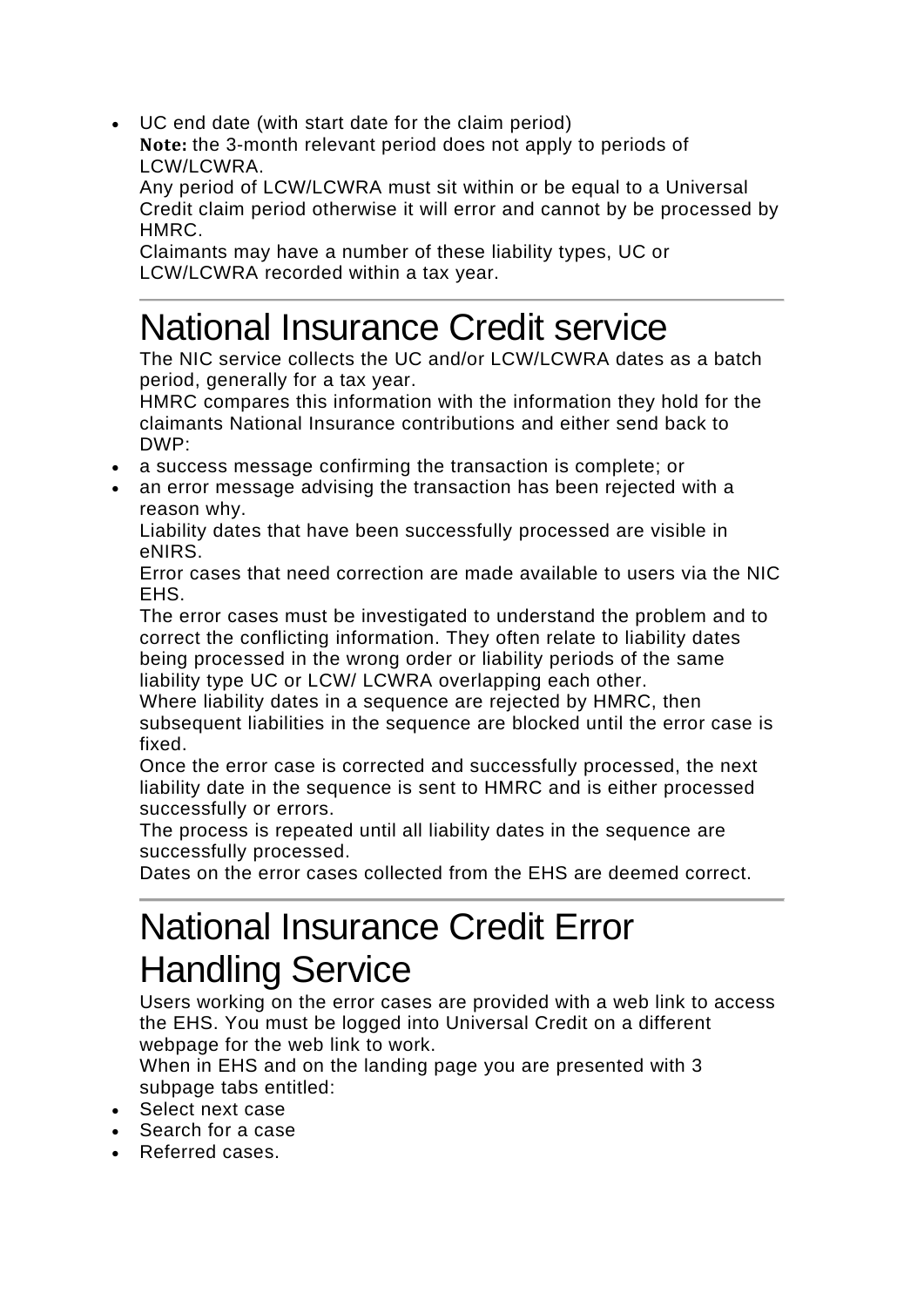- UC end date (with start date for the claim period)

**Note:** the 3-month relevant period does not apply to periods of LCW/LCWRA.

Any period of LCW/LCWRA must sit within or be equal to a Universal Credit claim period otherwise it will error and cannot by be processed by HMRC.

Claimants may have a number of these liability types, UC or LCW/LCWRA recorded within a tax year.

---

# National Insurance Credit service

The NIC service collects the UC and/or LCW/LCWRA dates as a batch period, generally for a tax year.

HMRC compares this information with the information they hold for the claimants National Insurance contributions and either send back to DWP:

- a success message confirming the transaction is complete; or
- an error message advising the transaction has been rejected with a reason why.

Liability dates that have been successfully processed are visible in eNIRS.

Error cases that need correction are made available to users via the NIC EHS.

The error cases must be investigated to understand the problem and to correct the conflicting information. They often relate to liability dates being processed in the wrong order or liability periods of the same liability type UC or LCW/ LCWRA overlapping each other.

Where liability dates in a sequence are rejected by HMRC, then subsequent liabilities in the sequence are blocked until the error case is fixed.

Once the error case is corrected and successfully processed, the next liability date in the sequence is sent to HMRC and is either processed successfully or errors.

The process is repeated until all liability dates in the sequence are successfully processed.

Dates on the error cases collected from the EHS are deemed correct.

---

# National Insurance Credit Error Handling Service

Users working on the error cases are provided with a web link to access the EHS. You must be logged into Universal Credit on a different webpage for the web link to work.

When in EHS and on the landing page you are presented with 3 subpage tabs entitled:

- Select next case
- Search for a case
- Referred cases.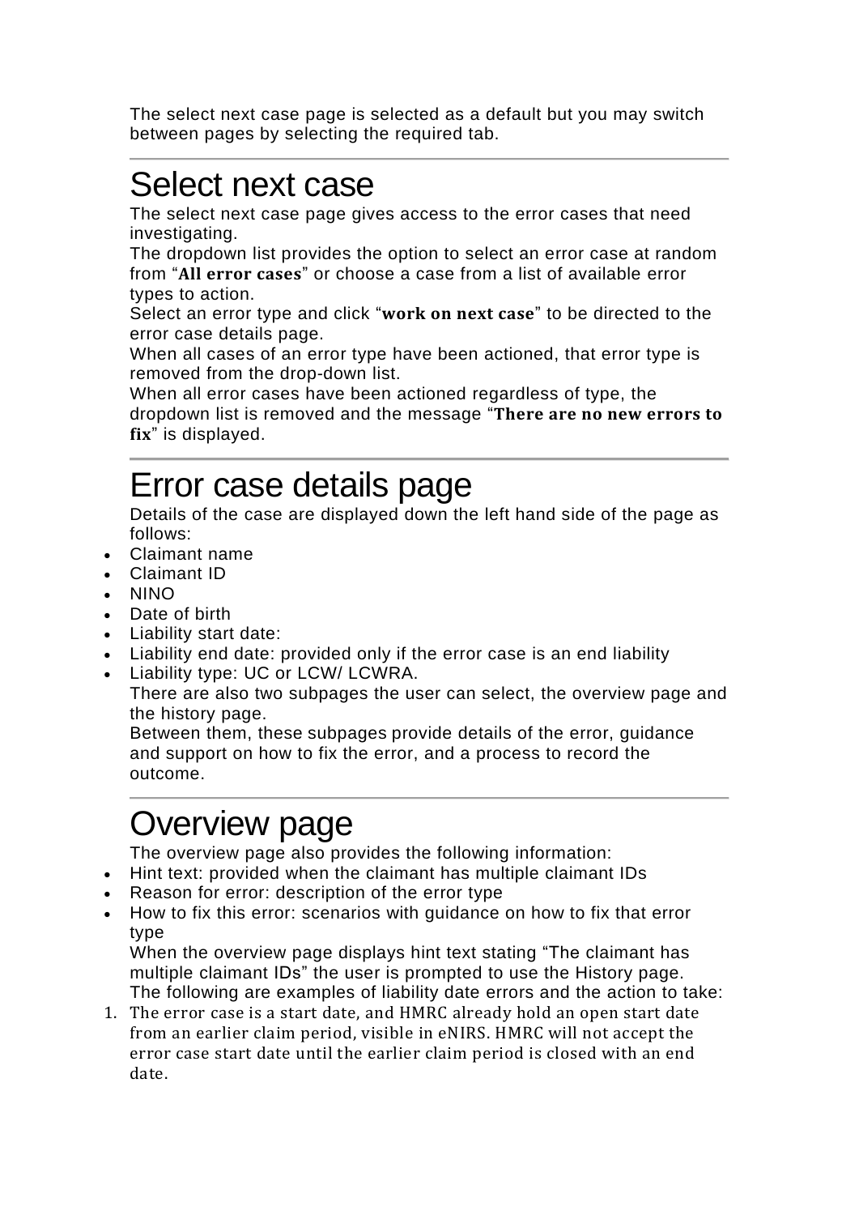The select next case page is selected as a default but you may switch between pages by selecting the required tab.

---

# Select next case

The select next case page gives access to the error cases that need investigating.

The dropdown list provides the option to select an error case at random from "**All error cases**" or choose a case from a list of available error types to action.

Select an error type and click "**work on next case**" to be directed to the error case details page.

When all cases of an error type have been actioned, that error type is removed from the drop-down list.

When all error cases have been actioned regardless of type, the dropdown list is removed and the message "**There are no new errors to fix**" is displayed.

---

# Error case details page

Details of the case are displayed down the left hand side of the page as follows:

- Claimant name
- Claimant ID
- NINO
- Date of birth
- Liability start date:
- Liability end date: provided only if the error case is an end liability
- Liability type: UC or LCW/ LCWRA.

There are also two subpages the user can select, the overview page and the history page.

Between them, these subpages provide details of the error, guidance and support on how to fix the error, and a process to record the outcome.

---

# Overview page

The overview page also provides the following information:

- Hint text: provided when the claimant has multiple claimant IDs
- Reason for error: description of the error type
- How to fix this error: scenarios with guidance on how to fix that error type

When the overview page displays hint text stating "The claimant has multiple claimant IDs" the user is prompted to use the History page.

The following are examples of liability date errors and the action to take:

1. The error case is a start date, and HMRC already hold an open start date from an earlier claim period, visible in eNIRS. HMRC will not accept the error case start date until the earlier claim period is closed with an end date.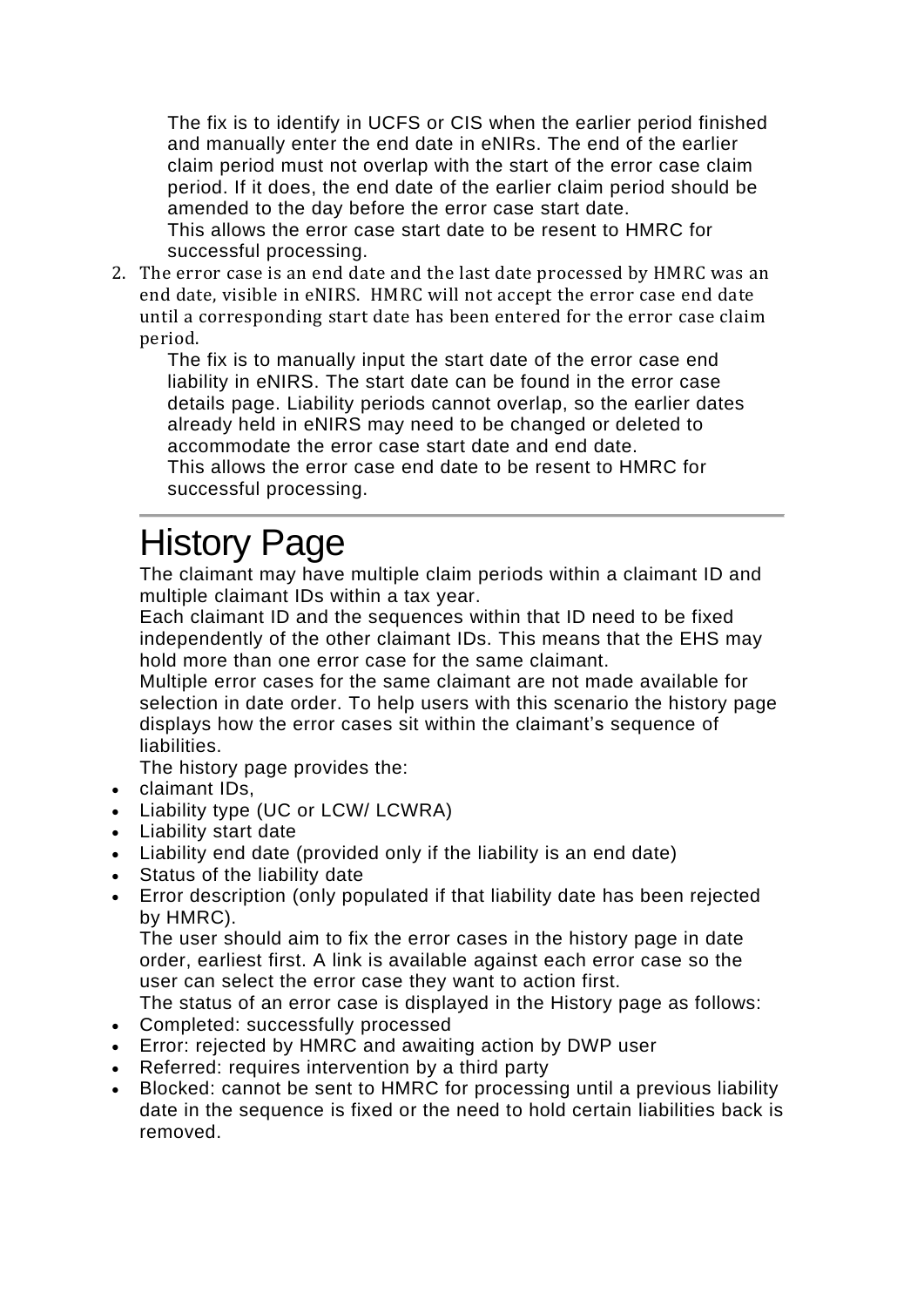The fix is to identify in UCFS or CIS when the earlier period finished and manually enter the end date in eNIRs. The end of the earlier claim period must not overlap with the start of the error case claim period. If it does, the end date of the earlier claim period should be amended to the day before the error case start date.

This allows the error case start date to be resent to HMRC for successful processing.

2. The error case is an end date and the last date processed by HMRC was an end date, visible in eNIRS. HMRC will not accept the error case end date until a corresponding start date has been entered for the error case claim period.

   The fix is to manually input the start date of the error case end liability in eNIRS. The start date can be found in the error case details page. Liability periods cannot overlap, so the earlier dates already held in eNIRS may need to be changed or deleted to accommodate the error case start date and end date.

   This allows the error case end date to be resent to HMRC for successful processing.

---

# History Page

The claimant may have multiple claim periods within a claimant ID and multiple claimant IDs within a tax year.

Each claimant ID and the sequences within that ID need to be fixed independently of the other claimant IDs. This means that the EHS may hold more than one error case for the same claimant.

Multiple error cases for the same claimant are not made available for selection in date order. To help users with this scenario the history page displays how the error cases sit within the claimant's sequence of liabilities.

The history page provides the:

- claimant IDs,
- Liability type (UC or LCW/ LCWRA)
- Liability start date
- Liability end date (provided only if the liability is an end date)
- Status of the liability date
- Error description (only populated if that liability date has been rejected by HMRC).

The user should aim to fix the error cases in the history page in date order, earliest first. A link is available against each error case so the user can select the error case they want to action first.

The status of an error case is displayed in the History page as follows:

- Completed: successfully processed
- Error: rejected by HMRC and awaiting action by DWP user
- Referred: requires intervention by a third party
- Blocked: cannot be sent to HMRC for processing until a previous liability date in the sequence is fixed or the need to hold certain liabilities back is removed.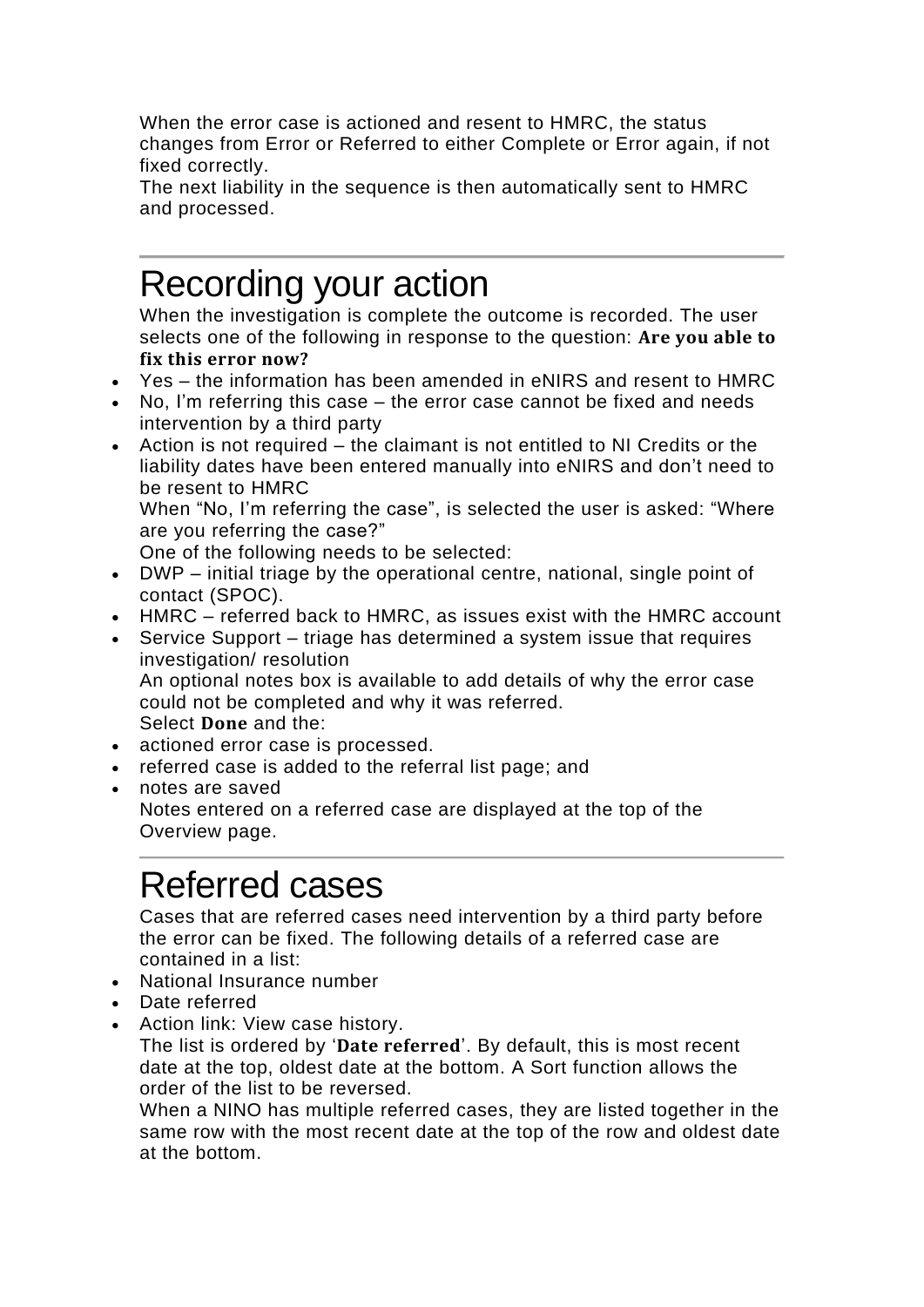When the error case is actioned and resent to HMRC, the status changes from Error or Referred to either Complete or Error again, if not fixed correctly.

The next liability in the sequence is then automatically sent to HMRC and processed.

# Recording your action

When the investigation is complete the outcome is recorded. The user selects one of the following in response to the question: **Are you able to fix this error now?**

- Yes – the information has been amended in eNIRS and resent to HMRC
- No, I'm referring this case – the error case cannot be fixed and needs intervention by a third party
- Action is not required – the claimant is not entitled to NI Credits or the liability dates have been entered manually into eNIRS and don't need to be resent to HMRC

When "No, I'm referring the case", is selected the user is asked: "Where are you referring the case?"

One of the following needs to be selected:

- DWP – initial triage by the operational centre, national, single point of contact (SPOC).
- HMRC – referred back to HMRC, as issues exist with the HMRC account
- Service Support – triage has determined a system issue that requires investigation/ resolution

An optional notes box is available to add details of why the error case could not be completed and why it was referred.

Select **Done** and the:

- actioned error case is processed.
- referred case is added to the referral list page; and
- notes are saved

Notes entered on a referred case are displayed at the top of the Overview page.

# Referred cases

Cases that are referred cases need intervention by a third party before the error can be fixed. The following details of a referred case are contained in a list:

- National Insurance number
- Date referred
- Action link: View case history.

The list is ordered by '**Date referred**'. By default, this is most recent date at the top, oldest date at the bottom. A Sort function allows the order of the list to be reversed.

When a NINO has multiple referred cases, they are listed together in the same row with the most recent date at the top of the row and oldest date at the bottom.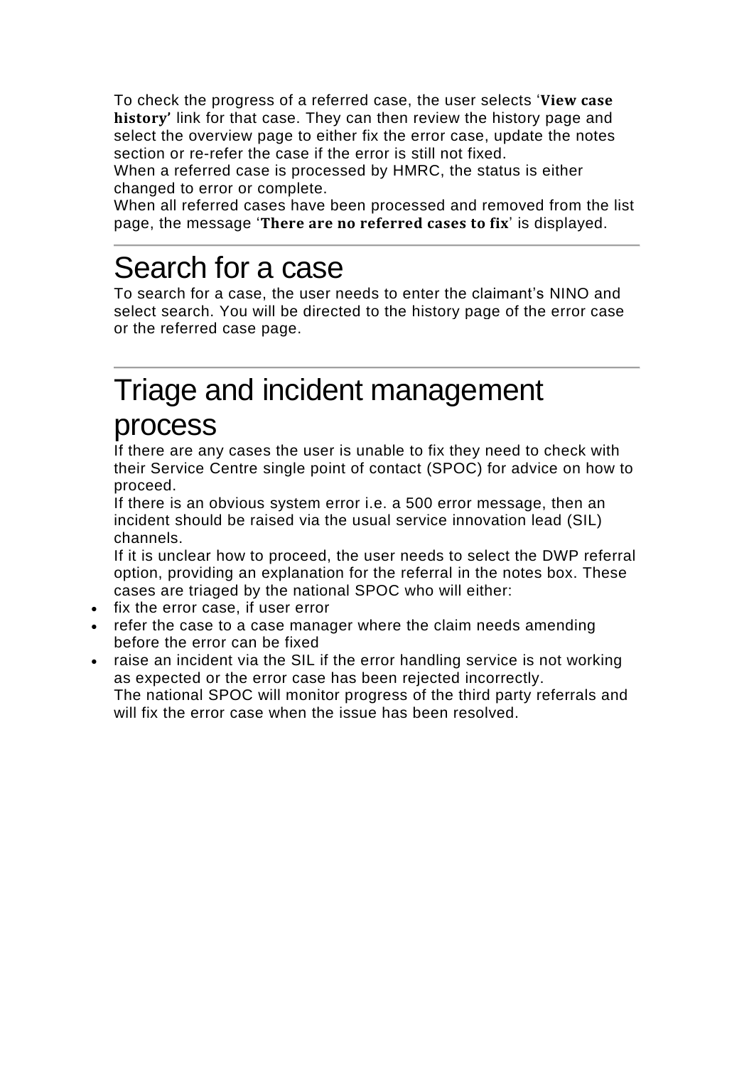To check the progress of a referred case, the user selects '**View case history'** link for that case. They can then review the history page and select the overview page to either fix the error case, update the notes section or re-refer the case if the error is still not fixed.

When a referred case is processed by HMRC, the status is either changed to error or complete.

When all referred cases have been processed and removed from the list page, the message '**There are no referred cases to fix**' is displayed.

---

# Search for a case

To search for a case, the user needs to enter the claimant's NINO and select search. You will be directed to the history page of the error case or the referred case page.

---

# Triage and incident management process

If there are any cases the user is unable to fix they need to check with their Service Centre single point of contact (SPOC) for advice on how to proceed.

If there is an obvious system error i.e. a 500 error message, then an incident should be raised via the usual service innovation lead (SIL) channels.

If it is unclear how to proceed, the user needs to select the DWP referral option, providing an explanation for the referral in the notes box. These cases are triaged by the national SPOC who will either:

- fix the error case, if user error
- refer the case to a case manager where the claim needs amending before the error can be fixed
- raise an incident via the SIL if the error handling service is not working as expected or the error case has been rejected incorrectly.

The national SPOC will monitor progress of the third party referrals and will fix the error case when the issue has been resolved.